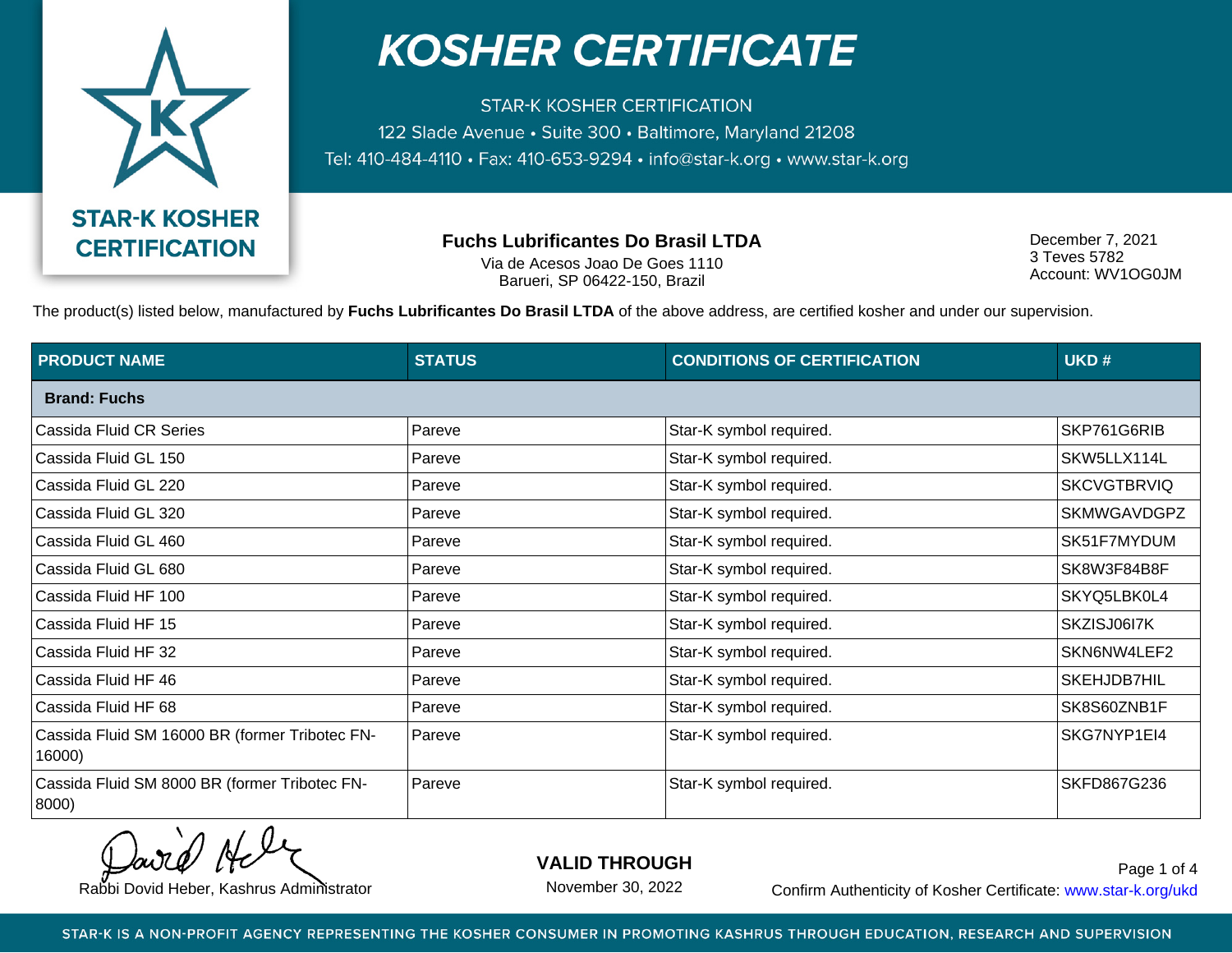# KOSHER CERTIFICATE

STAR-K KOSHER CERTIFICATION
122 Slade Avenue • Suite 300 • Baltimore, Maryland 21208
Tel: 410-484-4110 • Fax: 410-653-9294 • info@star-k.org • www.star-k.org

STAR-K KOSHER CERTIFICATION

**Fuchs Lubrificantes Do Brasil LTDA**
Via de Acesos Joao De Goes 1110
Barueri, SP 06422-150, Brazil

December 7, 2021
3 Teves 5782
Account: WV1OG0JM

The product(s) listed below, manufactured by **Fuchs Lubrificantes Do Brasil LTDA** of the above address, are certified kosher and under our supervision.

| PRODUCT NAME | STATUS | CONDITIONS OF CERTIFICATION | UKD # |
|---|---|---|---|
| **Brand: Fuchs** | | | |
| Cassida Fluid CR Series | Pareve | Star-K symbol required. | SKP761G6RIB |
| Cassida Fluid GL 150 | Pareve | Star-K symbol required. | SKW5LLX114L |
| Cassida Fluid GL 220 | Pareve | Star-K symbol required. | SKCVGTBRVIQ |
| Cassida Fluid GL 320 | Pareve | Star-K symbol required. | SKMWGAVDGPZ |
| Cassida Fluid GL 460 | Pareve | Star-K symbol required. | SK51F7MYDUM |
| Cassida Fluid GL 680 | Pareve | Star-K symbol required. | SK8W3F84B8F |
| Cassida Fluid HF 100 | Pareve | Star-K symbol required. | SKYQ5LBK0L4 |
| Cassida Fluid HF 15 | Pareve | Star-K symbol required. | SKZISJ06I7K |
| Cassida Fluid HF 32 | Pareve | Star-K symbol required. | SKN6NW4LEF2 |
| Cassida Fluid HF 46 | Pareve | Star-K symbol required. | SKEHJDB7HIL |
| Cassida Fluid HF 68 | Pareve | Star-K symbol required. | SK8S60ZNB1F |
| Cassida Fluid SM 16000 BR (former Tribotec FN-16000) | Pareve | Star-K symbol required. | SKG7NYP1EI4 |
| Cassida Fluid SM 8000 BR (former Tribotec FN-8000) | Pareve | Star-K symbol required. | SKFD867G236 |

Rabbi Dovid Heber, Kashrus Administrator

**VALID THROUGH**
November 30, 2022

Confirm Authenticity of Kosher Certificate: www.star-k.org/ukd

STAR-K IS A NON-PROFIT AGENCY REPRESENTING THE KOSHER CONSUMER IN PROMOTING KASHRUS THROUGH EDUCATION, RESEARCH AND SUPERVISION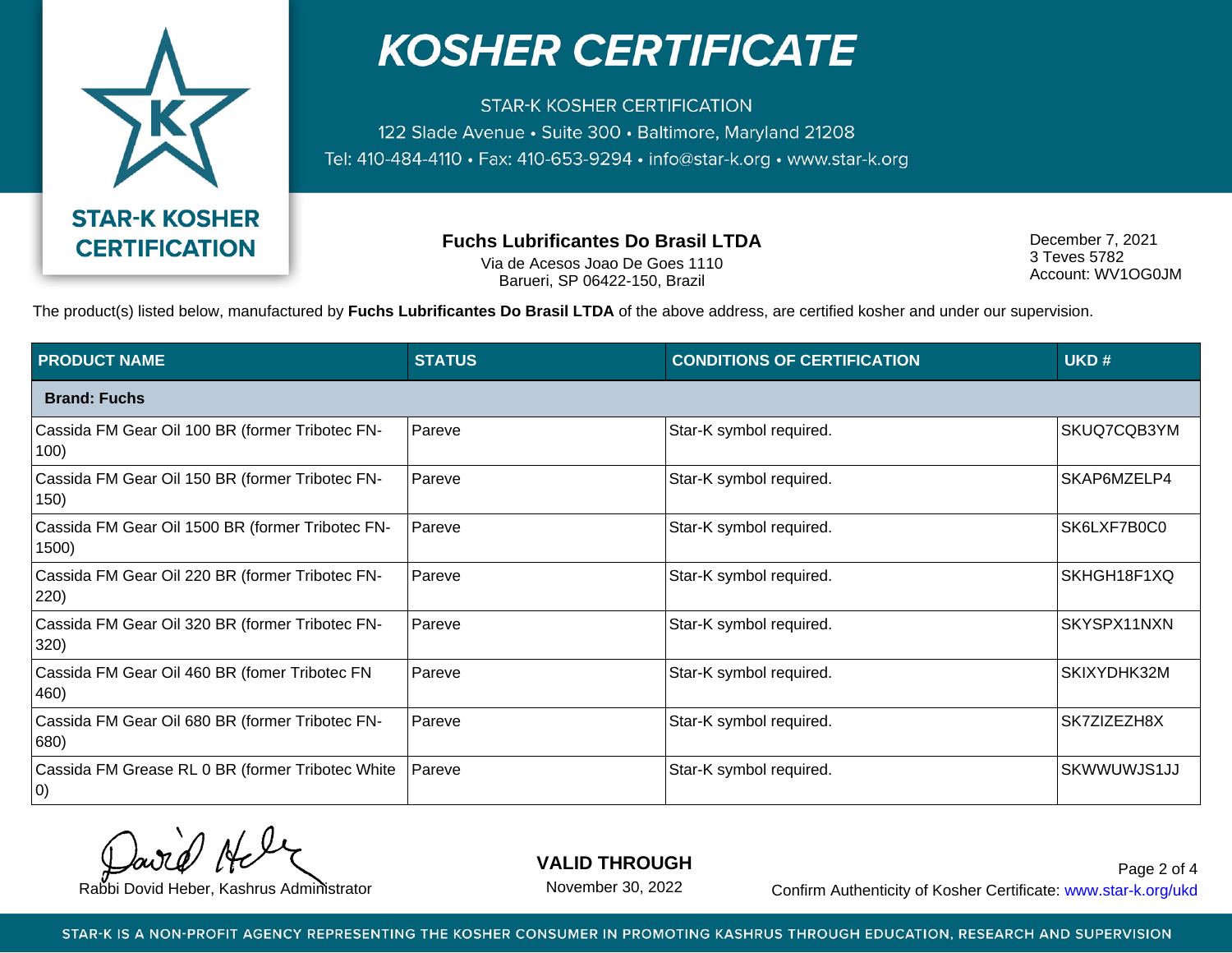# KOSHER CERTIFICATE

STAR-K KOSHER CERTIFICATION
122 Slade Avenue • Suite 300 • Baltimore, Maryland 21208
Tel: 410-484-4110 • Fax: 410-653-9294 • info@star-k.org • www.star-k.org

STAR-K KOSHER CERTIFICATION

**Fuchs Lubrificantes Do Brasil LTDA**
Via de Acesos Joao De Goes 1110
Barueri, SP 06422-150, Brazil

December 7, 2021
3 Teves 5782
Account: WV1OG0JM

The product(s) listed below, manufactured by **Fuchs Lubrificantes Do Brasil LTDA** of the above address, are certified kosher and under our supervision.

| PRODUCT NAME | STATUS | CONDITIONS OF CERTIFICATION | UKD # |
|---|---|---|---|
| **Brand: Fuchs** | | | |
| Cassida FM Gear Oil 100 BR (former Tribotec FN-100) | Pareve | Star-K symbol required. | SKUQ7CQB3YM |
| Cassida FM Gear Oil 150 BR (former Tribotec FN-150) | Pareve | Star-K symbol required. | SKAP6MZELP4 |
| Cassida FM Gear Oil 1500 BR (former Tribotec FN-1500) | Pareve | Star-K symbol required. | SK6LXF7B0C0 |
| Cassida FM Gear Oil 220 BR (former Tribotec FN-220) | Pareve | Star-K symbol required. | SKHGH18F1XQ |
| Cassida FM Gear Oil 320 BR (former Tribotec FN-320) | Pareve | Star-K symbol required. | SKYSPX11NXN |
| Cassida FM Gear Oil 460 BR (fomer Tribotec FN 460) | Pareve | Star-K symbol required. | SKIXYDHK32M |
| Cassida FM Gear Oil 680 BR (former Tribotec FN-680) | Pareve | Star-K symbol required. | SK7ZIZEZH8X |
| Cassida FM Grease RL 0 BR (former Tribotec White 0) | Pareve | Star-K symbol required. | SKWWUWJS1JJ |

Rabbi Dovid Heber, Kashrus Administrator

**VALID THROUGH**
November 30, 2022

Confirm Authenticity of Kosher Certificate: www.star-k.org/ukd

STAR-K IS A NON-PROFIT AGENCY REPRESENTING THE KOSHER CONSUMER IN PROMOTING KASHRUS THROUGH EDUCATION, RESEARCH AND SUPERVISION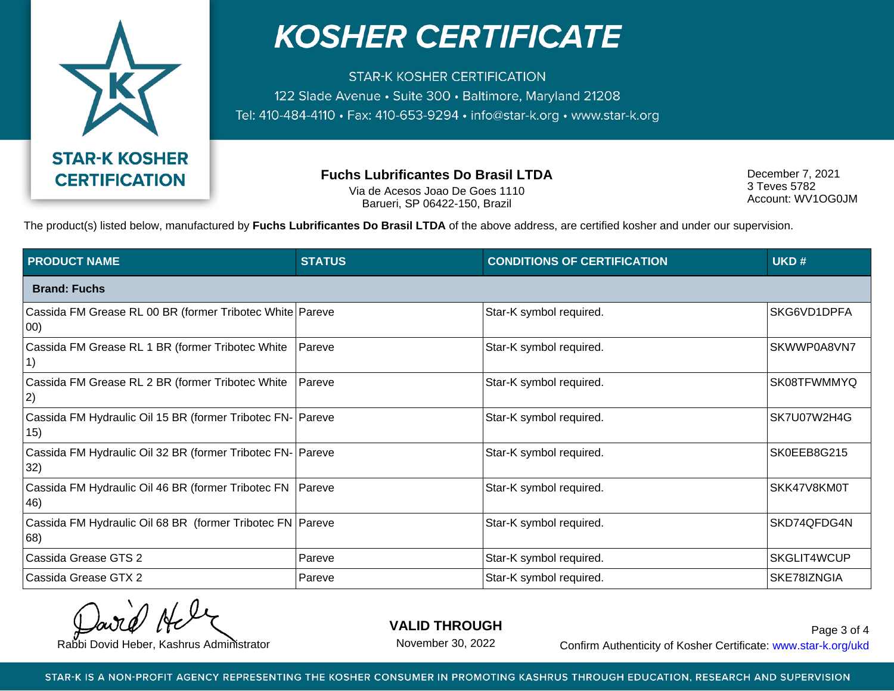# KOSHER CERTIFICATE

STAR-K KOSHER CERTIFICATION
122 Slade Avenue • Suite 300 • Baltimore, Maryland 21208
Tel: 410-484-4110 • Fax: 410-653-9294 • info@star-k.org • www.star-k.org

**STAR-K KOSHER CERTIFICATION**

**Fuchs Lubrificantes Do Brasil LTDA**
Via de Acesos Joao De Goes 1110
Barueri, SP 06422-150, Brazil

December 7, 2021
3 Teves 5782
Account: WV1OG0JM

The product(s) listed below, manufactured by **Fuchs Lubrificantes Do Brasil LTDA** of the above address, are certified kosher and under our supervision.

| PRODUCT NAME | STATUS | CONDITIONS OF CERTIFICATION | UKD # |
|---|---|---|---|
| **Brand: Fuchs** | | | |
| Cassida FM Grease RL 00 BR (former Tribotec White 00) | Pareve | Star-K symbol required. | SKG6VD1DPFA |
| Cassida FM Grease RL 1 BR (former Tribotec White 1) | Pareve | Star-K symbol required. | SKWWP0A8VN7 |
| Cassida FM Grease RL 2 BR (former Tribotec White 2) | Pareve | Star-K symbol required. | SK08TFWMMYQ |
| Cassida FM Hydraulic Oil 15 BR (former Tribotec FN-15) | Pareve | Star-K symbol required. | SK7U07W2H4G |
| Cassida FM Hydraulic Oil 32 BR (former Tribotec FN-32) | Pareve | Star-K symbol required. | SK0EEB8G215 |
| Cassida FM Hydraulic Oil 46 BR (former Tribotec FN 46) | Pareve | Star-K symbol required. | SKK47V8KM0T |
| Cassida FM Hydraulic Oil 68 BR (former Tribotec FN 68) | Pareve | Star-K symbol required. | SKD74QFDG4N |
| Cassida Grease GTS 2 | Pareve | Star-K symbol required. | SKGLIT4WCUP |
| Cassida Grease GTX 2 | Pareve | Star-K symbol required. | SKE78IZNGIA |

Rabbi Dovid Heber, Kashrus Administrator

**VALID THROUGH**
November 30, 2022

Confirm Authenticity of Kosher Certificate: www.star-k.org/ukd

STAR-K IS A NON-PROFIT AGENCY REPRESENTING THE KOSHER CONSUMER IN PROMOTING KASHRUS THROUGH EDUCATION, RESEARCH AND SUPERVISION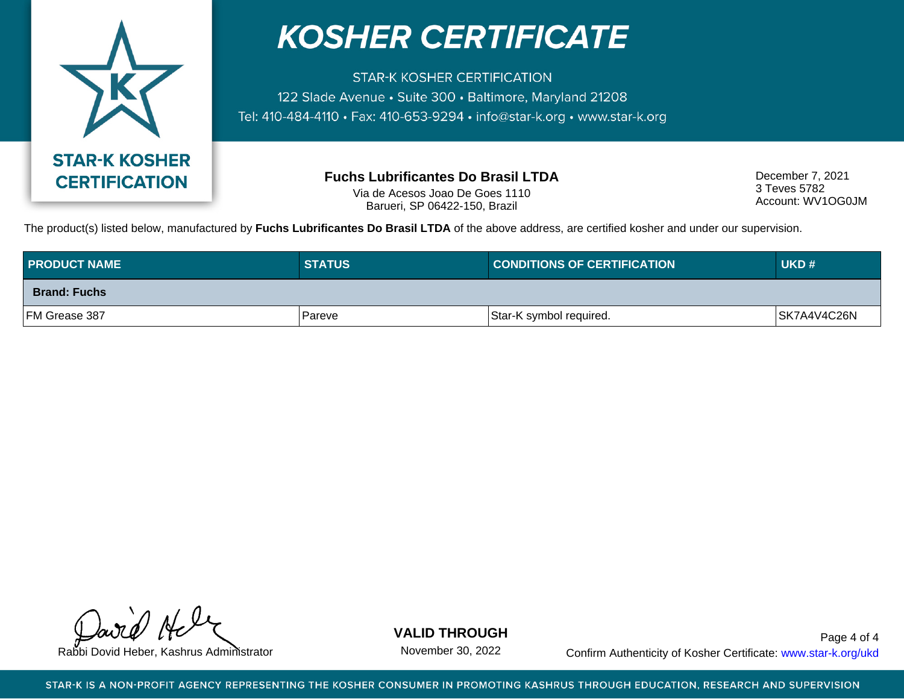# KOSHER CERTIFICATE

STAR-K KOSHER CERTIFICATION
122 Slade Avenue • Suite 300 • Baltimore, Maryland 21208
Tel: 410-484-4110 • Fax: 410-653-9294 • info@star-k.org • www.star-k.org

**STAR-K KOSHER CERTIFICATION**

**Fuchs Lubrificantes Do Brasil LTDA**
Via de Acesos Joao De Goes 1110
Barueri, SP 06422-150, Brazil

December 7, 2021
3 Teves 5782
Account: WV1OG0JM

The product(s) listed below, manufactured by **Fuchs Lubrificantes Do Brasil LTDA** of the above address, are certified kosher and under our supervision.

| PRODUCT NAME | STATUS | CONDITIONS OF CERTIFICATION | UKD # |
|---|---|---|---|
| **Brand: Fuchs** | | | |
| FM Grease 387 | Pareve | Star-K symbol required. | SK7A4V4C26N |

Rabbi Dovid Heber, Kashrus Administrator

**VALID THROUGH**
November 30, 2022

Confirm Authenticity of Kosher Certificate: www.star-k.org/ukd

STAR-K IS A NON-PROFIT AGENCY REPRESENTING THE KOSHER CONSUMER IN PROMOTING KASHRUS THROUGH EDUCATION, RESEARCH AND SUPERVISION